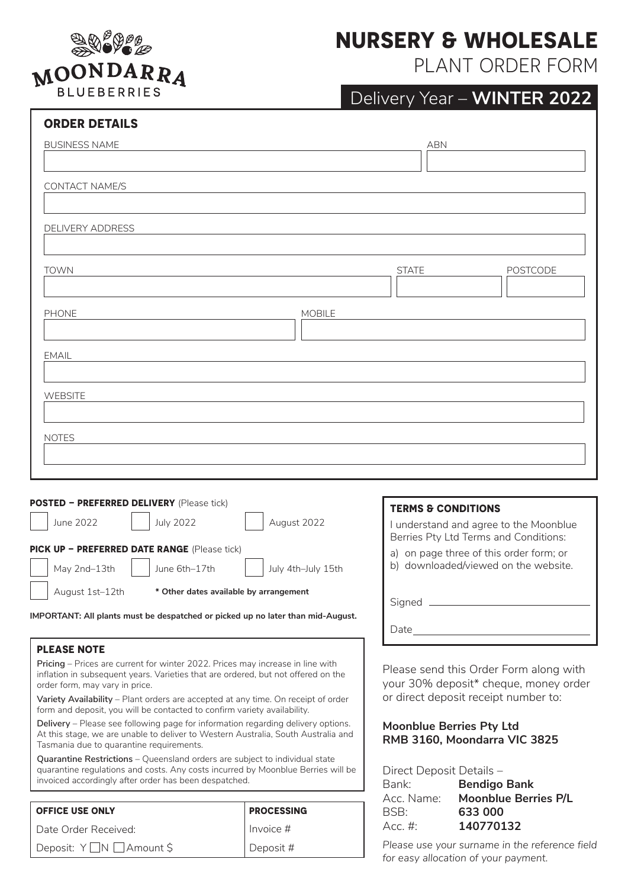MOONDARRA
BLUEBERRIES

# NURSERY & WHOLESALE
PLANT ORDER FORM

## Delivery Year – **WINTER 2022**

### ORDER DETAILS

BUSINESS NAME

ABN

CONTACT NAME/S

DELIVERY ADDRESS

TOWN

STATE

POSTCODE

PHONE

MOBILE

EMAIL

WEBSITE

NOTES

**POSTED – PREFERRED DELIVERY** (Please tick)

☐ June 2022 ☐ July 2022 ☐ August 2022

**PICK UP – PREFERRED DATE RANGE** (Please tick)

☐ May 2nd–13th ☐ June 6th–17th ☐ July 4th–July 15th

☐ August 1st–12th **\* Other dates available by arrangement**

**IMPORTANT: All plants must be despatched or picked up no later than mid-August.**

### PLEASE NOTE

**Pricing** – Prices are current for winter 2022. Prices may increase in line with inflation in subsequent years. Varieties that are ordered, but not offered on the order form, may vary in price.

**Variety Availability** – Plant orders are accepted at any time. On receipt of order form and deposit, you will be contacted to confirm variety availability.

**Delivery** – Please see following page for information regarding delivery options. At this stage, we are unable to deliver to Western Australia, South Australia and Tasmania due to quarantine requirements.

**Quarantine Restrictions** – Queensland orders are subject to individual state quarantine regulations and costs. Any costs incurred by Moonblue Berries will be invoiced accordingly after order has been despatched.

| OFFICE USE ONLY | PROCESSING |
| --- | --- |
| Date Order Received: | Invoice # |
| Deposit: Y ☐N ☐Amount $ | Deposit # |

### TERMS & CONDITIONS

I understand and agree to the Moonblue Berries Pty Ltd Terms and Conditions:

a) on page three of this order form; or
b) downloaded/viewed on the website.

Signed

Date

Please send this Order Form along with your 30% deposit\* cheque, money order or direct deposit receipt number to:

**Moonblue Berries Pty Ltd**
**RMB 3160, Moondarra VIC 3825**

Direct Deposit Details –

| | |
| --- | --- |
| Bank: | **Bendigo Bank** |
| Acc. Name: | **Moonblue Berries P/L** |
| BSB: | **633 000** |
| Acc. #: | **140770132** |

*Please use your surname in the reference field for easy allocation of your payment.*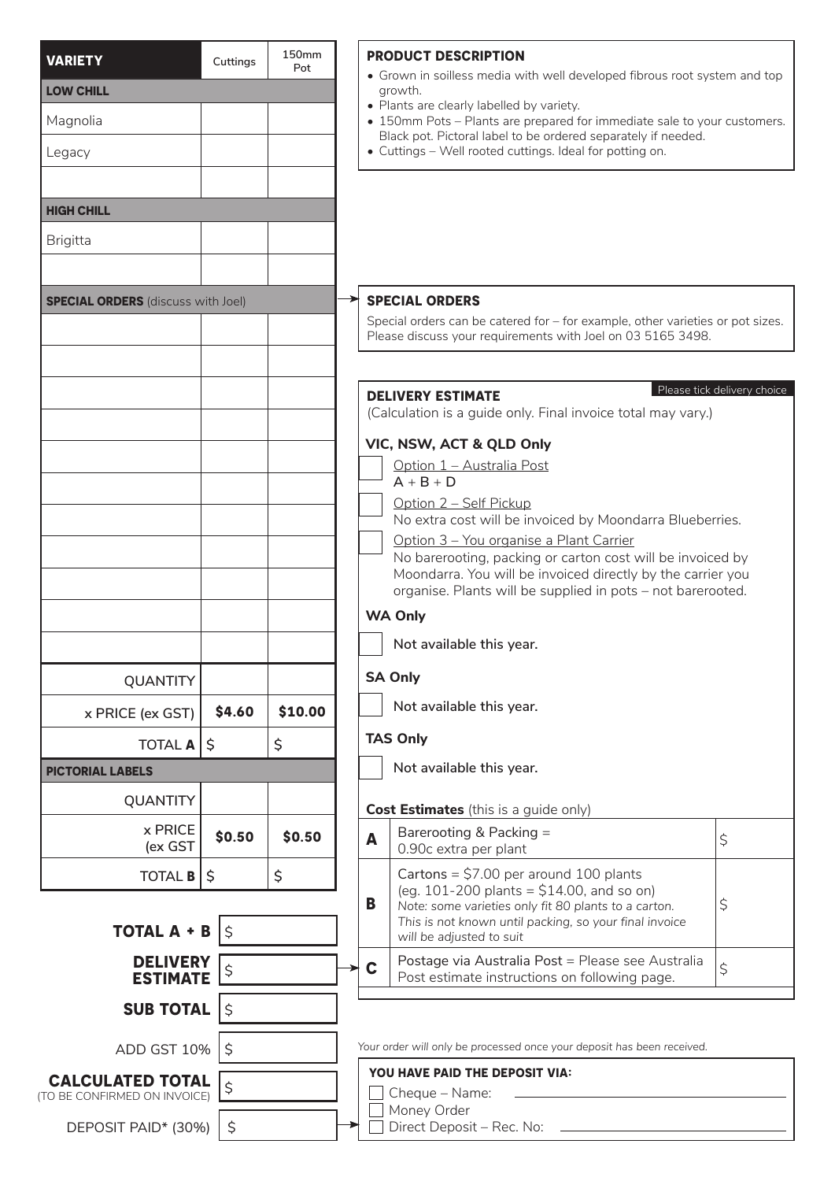| VARIETY | Cuttings | 150mm Pot |
|---|---|---|
| **LOW CHILL** | | |
| Magnolia | | |
| Legacy | | |
| | | |
| **HIGH CHILL** | | |
| Brigitta | | |
| | | |
| **SPECIAL ORDERS** (discuss with Joel) | | |
| | | |
| | | |
| | | |
| | | |
| | | |
| | | |
| | | |
| | | |
| | | |
| | | |
| | | |
| QUANTITY | | |
| x PRICE (ex GST) | **$4.60** | **$10.00** |
| TOTAL **A** | $ | $ |
| **PICTORIAL LABELS** | | |
| QUANTITY | | |
| x PRICE (ex GST | **$0.50** | **$0.50** |
| TOTAL **B** | $ | $ |

| | |
|---|---|
| **TOTAL A + B** | $ |
| **DELIVERY ESTIMATE** | $ |
| **SUB TOTAL** | $ |
| ADD GST 10% | $ |
| **CALCULATED TOTAL** (TO BE CONFIRMED ON INVOICE) | $ |
| DEPOSIT PAID* (30%) | $ |

## PRODUCT DESCRIPTION

- Grown in soilless media with well developed fibrous root system and top growth.
- Plants are clearly labelled by variety.
- 150mm Pots – Plants are prepared for immediate sale to your customers. Black pot. Pictoral label to be ordered separately if needed.
- Cuttings – Well rooted cuttings. Ideal for potting on.

## SPECIAL ORDERS

Special orders can be catered for – for example, other varieties or pot sizes. Please discuss your requirements with Joel on 03 5165 3498.

## DELIVERY ESTIMATE

Please tick delivery choice

(Calculation is a guide only. Final invoice total may vary.)

**VIC, NSW, ACT & QLD Only**

☐ Option 1 – Australia Post
A + B + D

☐ Option 2 – Self Pickup
No extra cost will be invoiced by Moondarra Blueberries.

☐ Option 3 – You organise a Plant Carrier
No barerooting, packing or carton cost will be invoiced by Moondarra. You will be invoiced directly by the carrier you organise. Plants will be supplied in pots – not barerooted.

**WA Only**

☐ **Not available this year.**

**SA Only**

☐ **Not available this year.**

**TAS Only**

☐ **Not available this year.**

**Cost Estimates** (this is a guide only)

| | | |
|---|---|---|
| **A** | Barerooting & Packing = 0.90c extra per plant | $ |
| **B** | Cartons = $7.00 per around 100 plants (eg. 101-200 plants = $14.00, and so on) *Note: some varieties only fit 80 plants to a carton. This is not known until packing, so your final invoice will be adjusted to suit* | $ |
| **C** | Postage via Australia Post = Please see Australia Post estimate instructions on following page. | $ |

*Your order will only be processed once your deposit has been received.*

**YOU HAVE PAID THE DEPOSIT VIA:**

☐ Cheque – Name: ______________________

☐ Money Order

☐ Direct Deposit – Rec. No: ______________________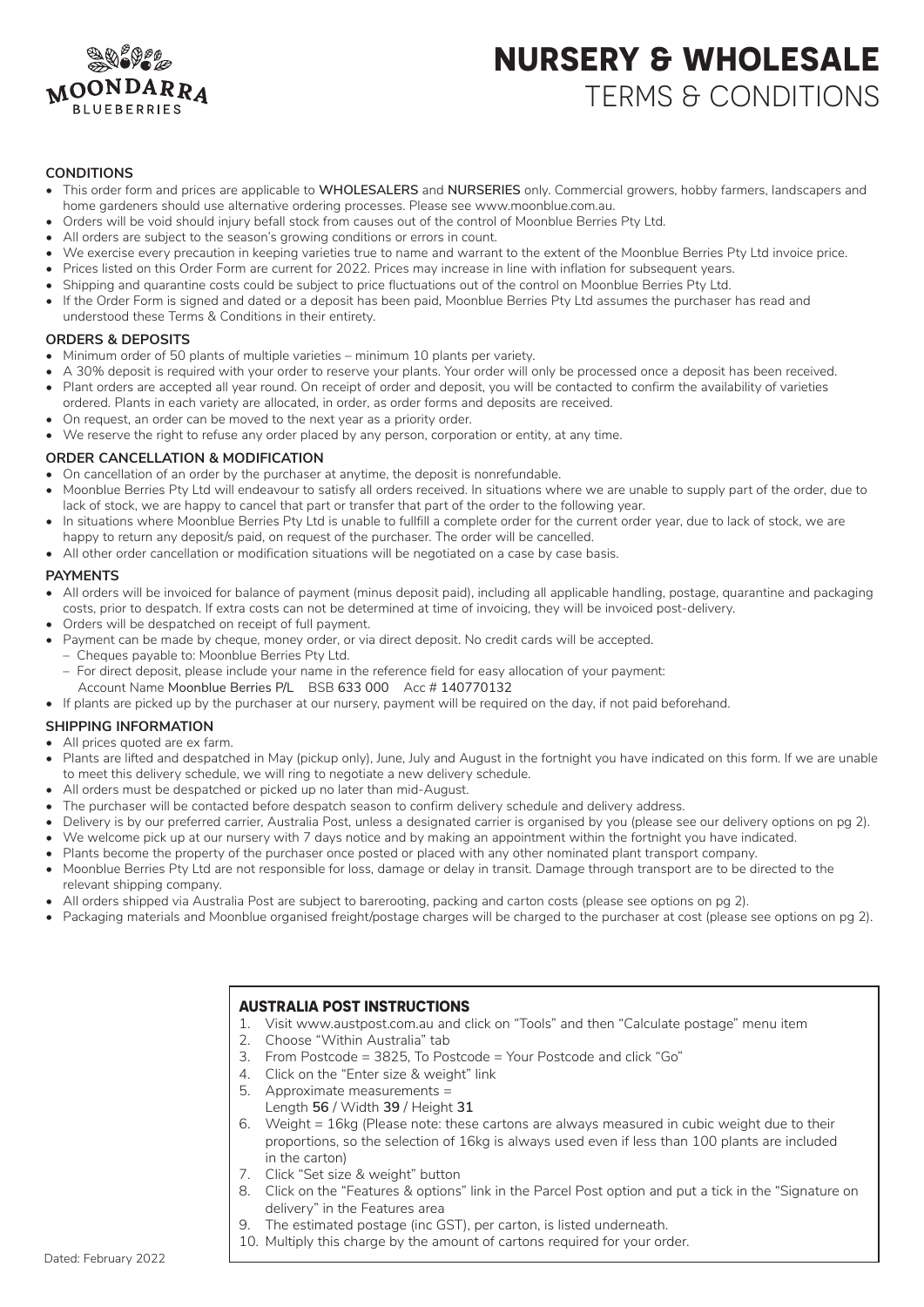# NURSERY & WHOLESALE
## TERMS & CONDITIONS

### CONDITIONS

- This order form and prices are applicable to **WHOLESALERS** and **NURSERIES** only. Commercial growers, hobby farmers, landscapers and home gardeners should use alternative ordering processes. Please see www.moonblue.com.au.
- Orders will be void should injury befall stock from causes out of the control of Moonblue Berries Pty Ltd.
- All orders are subject to the season's growing conditions or errors in count.
- We exercise every precaution in keeping varieties true to name and warrant to the extent of the Moonblue Berries Pty Ltd invoice price.
- Prices listed on this Order Form are current for 2022. Prices may increase in line with inflation for subsequent years.
- Shipping and quarantine costs could be subject to price fluctuations out of the control on Moonblue Berries Pty Ltd.
- If the Order Form is signed and dated or a deposit has been paid, Moonblue Berries Pty Ltd assumes the purchaser has read and understood these Terms & Conditions in their entirety.

### ORDERS & DEPOSITS

- Minimum order of 50 plants of multiple varieties – minimum 10 plants per variety.
- A 30% deposit is required with your order to reserve your plants. Your order will only be processed once a deposit has been received.
- Plant orders are accepted all year round. On receipt of order and deposit, you will be contacted to confirm the availability of varieties ordered. Plants in each variety are allocated, in order, as order forms and deposits are received.
- On request, an order can be moved to the next year as a priority order.
- We reserve the right to refuse any order placed by any person, corporation or entity, at any time.

### ORDER CANCELLATION & MODIFICATION

- On cancellation of an order by the purchaser at anytime, the deposit is nonrefundable.
- Moonblue Berries Pty Ltd will endeavour to satisfy all orders received. In situations where we are unable to supply part of the order, due to lack of stock, we are happy to cancel that part or transfer that part of the order to the following year.
- In situations where Moonblue Berries Pty Ltd is unable to fullfill a complete order for the current order year, due to lack of stock, we are happy to return any deposit/s paid, on request of the purchaser. The order will be cancelled.
- All other order cancellation or modification situations will be negotiated on a case by case basis.

### PAYMENTS

- All orders will be invoiced for balance of payment (minus deposit paid), including all applicable handling, postage, quarantine and packaging costs, prior to despatch. If extra costs can not be determined at time of invoicing, they will be invoiced post-delivery.
- Orders will be despatched on receipt of full payment.
- Payment can be made by cheque, money order, or via direct deposit. No credit cards will be accepted.
  - Cheques payable to: Moonblue Berries Pty Ltd.
  - For direct deposit, please include your name in the reference field for easy allocation of your payment:
    Account Name Moonblue Berries P/L BSB 633 000 Acc # 140770132
- If plants are picked up by the purchaser at our nursery, payment will be required on the day, if not paid beforehand.

### SHIPPING INFORMATION

- All prices quoted are ex farm.
- Plants are lifted and despatched in May (pickup only), June, July and August in the fortnight you have indicated on this form. If we are unable to meet this delivery schedule, we will ring to negotiate a new delivery schedule.
- All orders must be despatched or picked up no later than mid-August.
- The purchaser will be contacted before despatch season to confirm delivery schedule and delivery address.
- Delivery is by our preferred carrier, Australia Post, unless a designated carrier is organised by you (please see our delivery options on pg 2).
- We welcome pick up at our nursery with 7 days notice and by making an appointment within the fortnight you have indicated.
- Plants become the property of the purchaser once posted or placed with any other nominated plant transport company.
- Moonblue Berries Pty Ltd are not responsible for loss, damage or delay in transit. Damage through transport are to be directed to the relevant shipping company.
- All orders shipped via Australia Post are subject to barerooting, packing and carton costs (please see options on pg 2).
- Packaging materials and Moonblue organised freight/postage charges will be charged to the purchaser at cost (please see options on pg 2).

### AUSTRALIA POST INSTRUCTIONS

1. Visit www.austpost.com.au and click on "Tools" and then "Calculate postage" menu item
2. Choose "Within Australia" tab
3. From Postcode = 3825, To Postcode = Your Postcode and click "Go"
4. Click on the "Enter size & weight" link
5. Approximate measurements = Length **56** / Width **39** / Height **31**
6. Weight = 16kg (Please note: these cartons are always measured in cubic weight due to their proportions, so the selection of 16kg is always used even if less than 100 plants are included in the carton)
7. Click "Set size & weight" button
8. Click on the "Features & options" link in the Parcel Post option and put a tick in the "Signature on delivery" in the Features area
9. The estimated postage (inc GST), per carton, is listed underneath.
10. Multiply this charge by the amount of cartons required for your order.

Dated: February 2022